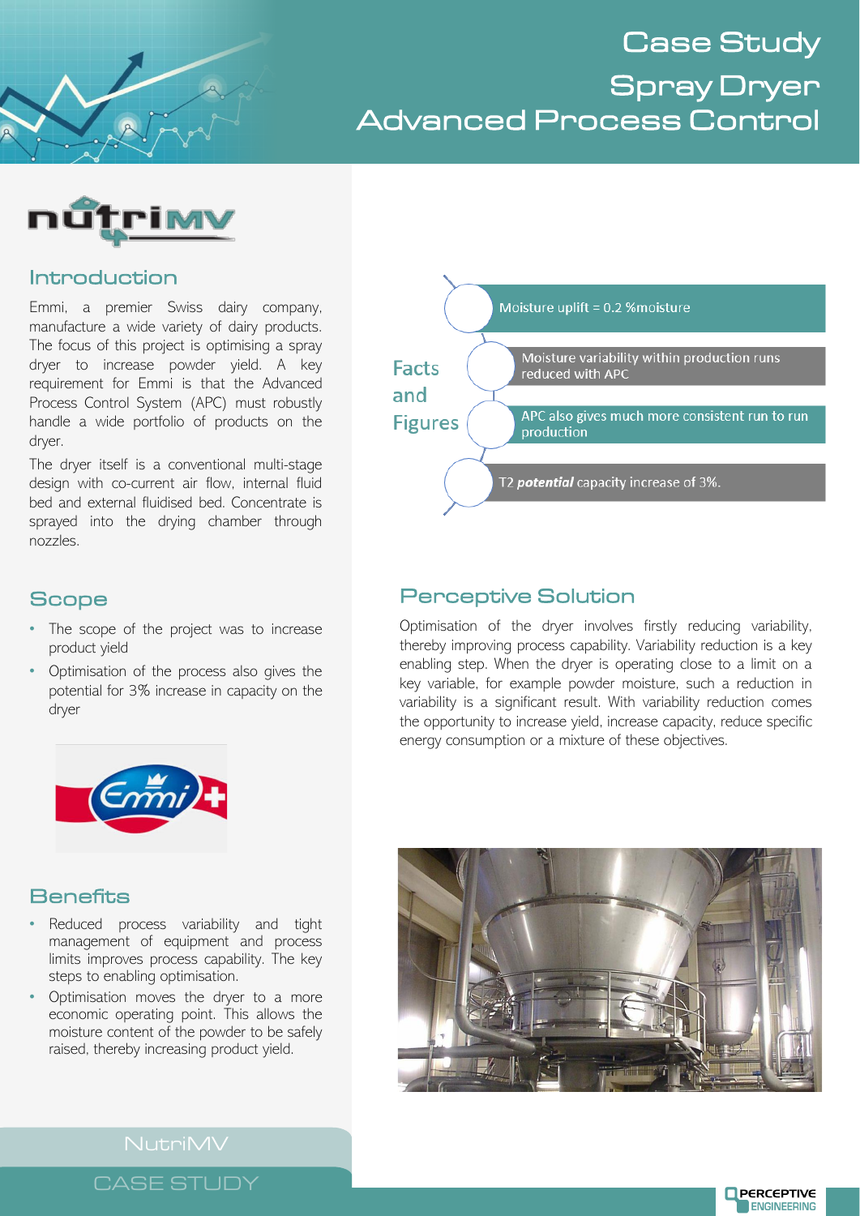# Case Study
# Spray Dryer
# Advanced Process Control

## Introduction

Emmi, a premier Swiss dairy company, manufacture a wide variety of dairy products. The focus of this project is optimising a spray dryer to increase powder yield. A key requirement for Emmi is that the Advanced Process Control System (APC) must robustly handle a wide portfolio of products on the dryer.

The dryer itself is a conventional multi-stage design with co-current air flow, internal fluid bed and external fluidised bed. Concentrate is sprayed into the drying chamber through nozzles.

## Facts and Figures

- Moisture uplift = 0.2 %moisture
- Moisture variability within production runs reduced with APC
- APC also gives much more consistent run to run production
- T2 ***potential*** capacity increase of 3%.

## Scope

- The scope of the project was to increase product yield
- Optimisation of the process also gives the potential for 3% increase in capacity on the dryer

## Perceptive Solution

Optimisation of the dryer involves firstly reducing variability, thereby improving process capability. Variability reduction is a key enabling step. When the dryer is operating close to a limit on a key variable, for example powder moisture, such a reduction in variability is a significant result. With variability reduction comes the opportunity to increase yield, increase capacity, reduce specific energy consumption or a mixture of these objectives.

## Benefits

- Reduced process variability and tight management of equipment and process limits improves process capability. The key steps to enabling optimisation.
- Optimisation moves the dryer to a more economic operating point. This allows the moisture content of the powder to be safely raised, thereby increasing product yield.

NutriMV

CASE STUDY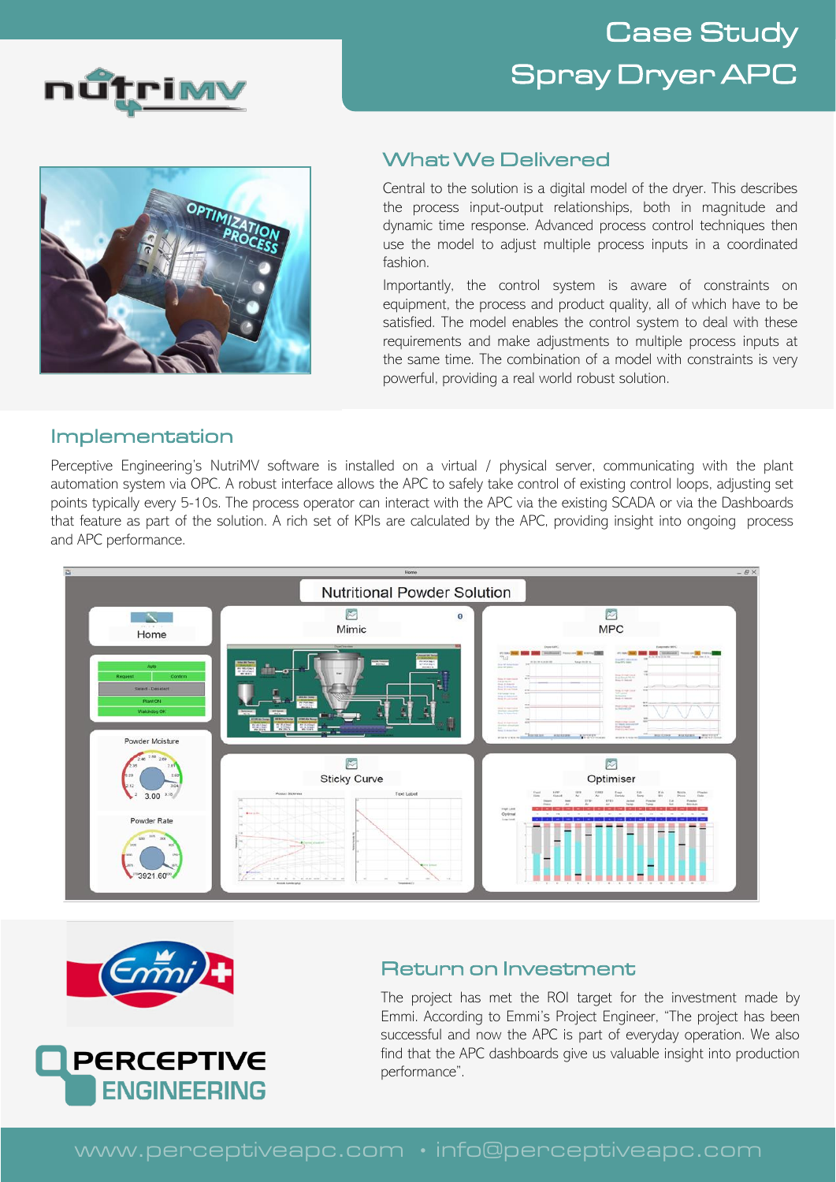# Case Study
# Spray Dryer APC

## What We Delivered

Central to the solution is a digital model of the dryer. This describes the process input-output relationships, both in magnitude and dynamic time response. Advanced process control techniques then use the model to adjust multiple process inputs in a coordinated fashion.

Importantly, the control system is aware of constraints on equipment, the process and product quality, all of which have to be satisfied. The model enables the control system to deal with these requirements and make adjustments to multiple process inputs at the same time. The combination of a model with constraints is very powerful, providing a real world robust solution.

## Implementation

Perceptive Engineering's NutriMV software is installed on a virtual / physical server, communicating with the plant automation system via OPC. A robust interface allows the APC to safely take control of existing control loops, adjusting set points typically every 5-10s. The process operator can interact with the APC via the existing SCADA or via the Dashboards that feature as part of the solution. A rich set of KPIs are calculated by the APC, providing insight into ongoing process and APC performance.

## Return on Investment

The project has met the ROI target for the investment made by Emmi. According to Emmi's Project Engineer, "The project has been successful and now the APC is part of everyday operation. We also find that the APC dashboards give us valuable insight into production performance".

www.perceptiveapc.com • info@perceptiveapc.com